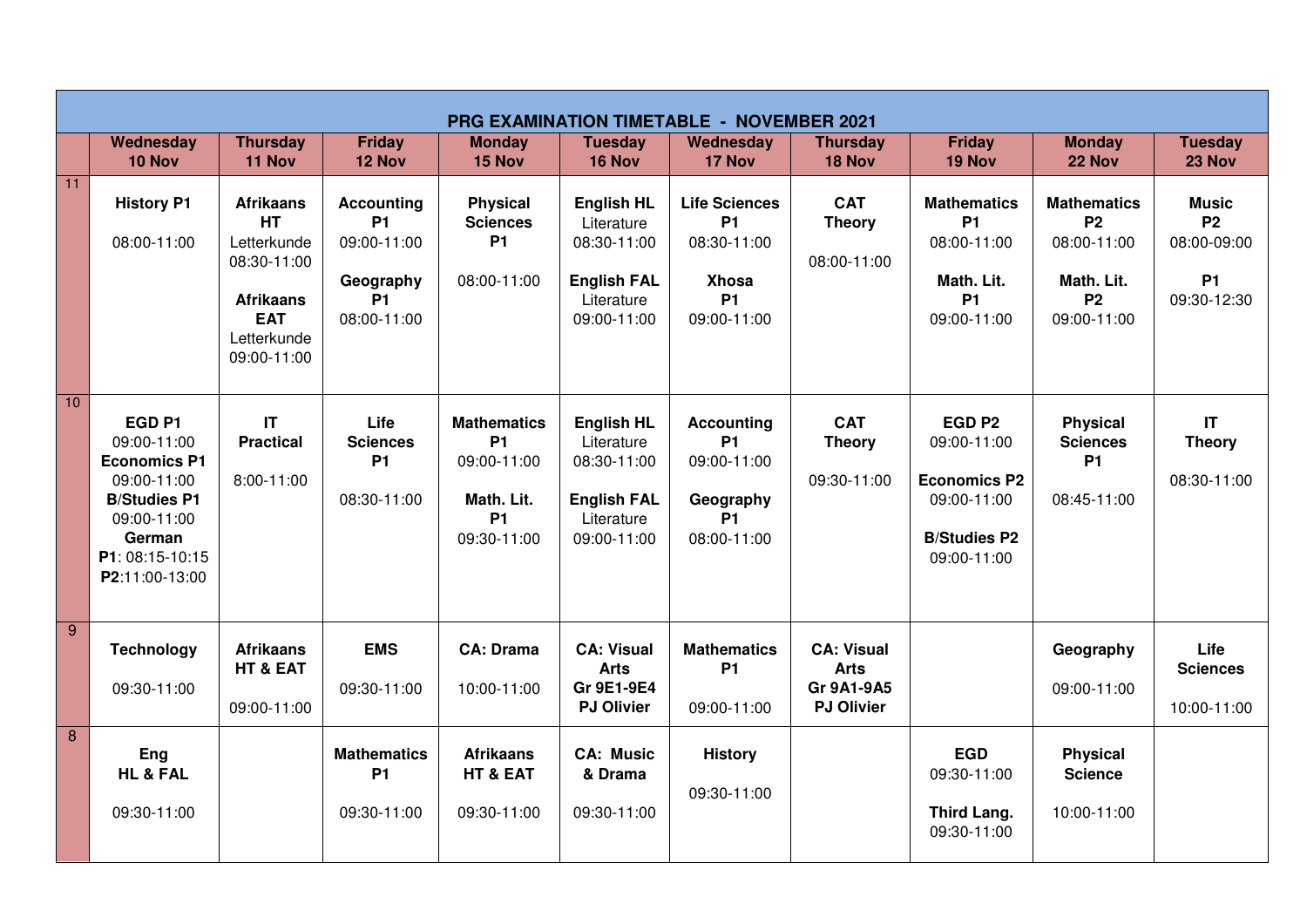# PRG EXAMINATION TIMETABLE - NOVEMBER 2021

| | Wednesday 10 Nov | Thursday 11 Nov | Friday 12 Nov | Monday 15 Nov | Tuesday 16 Nov | Wednesday 17 Nov | Thursday 18 Nov | Friday 19 Nov | Monday 22 Nov | Tuesday 23 Nov |
|---|---|---|---|---|---|---|---|---|---|---|
| 11 | **History P1** 08:00-11:00 | **Afrikaans HT** Letterkunde 08:30-11:00 **Afrikaans EAT** Letterkunde 09:00-11:00 | **Accounting P1** 09:00-11:00 **Geography P1** 08:00-11:00 | **Physical Sciences P1** 08:00-11:00 | **English HL** Literature 08:30-11:00 **English FAL** Literature 09:00-11:00 | **Life Sciences P1** 08:30-11:00 **Xhosa P1** 09:00-11:00 | **CAT Theory** 08:00-11:00 | **Mathematics P1** 08:00-11:00 **Math. Lit. P1** 09:00-11:00 | **Mathematics P2** 08:00-11:00 **Math. Lit. P2** 09:00-11:00 | **Music P2** 08:00-09:00 **P1** 09:30-12:30 |
| 10 | **EGD P1** 09:00-11:00 **Economics P1** 09:00-11:00 **B/Studies P1** 09:00-11:00 **German P1**: 08:15-10:15 **P2**:11:00-13:00 | **IT Practical** 8:00-11:00 | **Life Sciences P1** 08:30-11:00 | **Mathematics P1** 09:00-11:00 **Math. Lit. P1** 09:30-11:00 | **English HL** Literature 08:30-11:00 **English FAL** Literature 09:00-11:00 | **Accounting P1** 09:00-11:00 **Geography P1** 08:00-11:00 | **CAT Theory** 09:30-11:00 | **EGD P2** 09:00-11:00 **Economics P2** 09:00-11:00 **B/Studies P2** 09:00-11:00 | **Physical Sciences P1** 08:45-11:00 | **IT Theory** 08:30-11:00 |
| 9 | **Technology** 09:30-11:00 | **Afrikaans HT & EAT** 09:00-11:00 | **EMS** 09:30-11:00 | **CA: Drama** 10:00-11:00 | **CA: Visual Arts Gr 9E1-9E4 PJ Olivier** | **Mathematics P1** 09:00-11:00 | **CA: Visual Arts Gr 9A1-9A5 PJ Olivier** | | **Geography** 09:00-11:00 | **Life Sciences** 10:00-11:00 |
| 8 | **Eng HL & FAL** 09:30-11:00 | | **Mathematics P1** 09:30-11:00 | **Afrikaans HT & EAT** 09:30-11:00 | **CA: Music & Drama** 09:30-11:00 | **History** 09:30-11:00 | | **EGD** 09:30-11:00 **Third Lang.** 09:30-11:00 | **Physical Science** 10:00-11:00 | |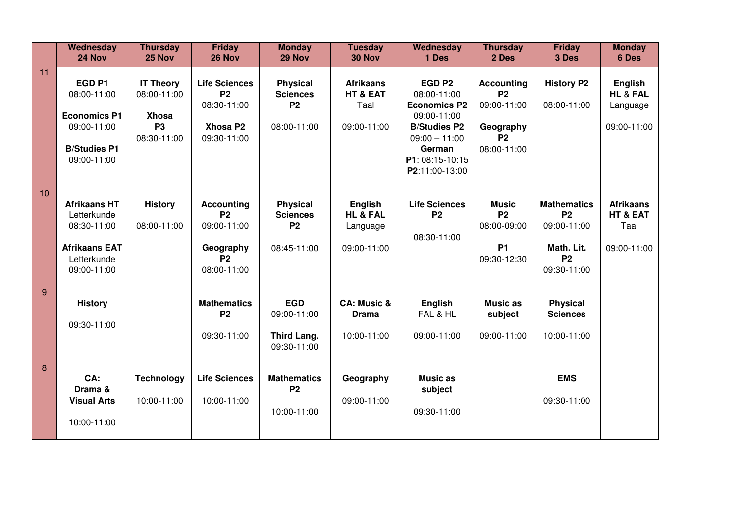| | Wednesday 24 Nov | Thursday 25 Nov | Friday 26 Nov | Monday 29 Nov | Tuesday 30 Nov | Wednesday 1 Des | Thursday 2 Des | Friday 3 Des | Monday 6 Des |
|---|---|---|---|---|---|---|---|---|---|
| 11 | **EGD P1** 08:00-11:00 **Economics P1** 09:00-11:00 **B/Studies P1** 09:00-11:00 | **IT Theory** 08:00-11:00 **Xhosa P3** 08:30-11:00 | **Life Sciences P2** 08:30-11:00 **Xhosa P2** 09:30-11:00 | **Physical Sciences P2** 08:00-11:00 | **Afrikaans HT & EAT** Taal 09:00-11:00 | **EGD P2** 08:00-11:00 **Economics P2** 09:00-11:00 **B/Studies P2** 09:00 – 11:00 **German P1**: 08:15-10:15 **P2**:11:00-13:00 | **Accounting P2** 09:00-11:00 **Geography P2** 08:00-11:00 | **History P2** 08:00-11:00 | **English HL & FAL** Language 09:00-11:00 |
| 10 | **Afrikaans HT** Letterkunde 08:30-11:00 **Afrikaans EAT** Letterkunde 09:00-11:00 | **History** 08:00-11:00 | **Accounting P2** 09:00-11:00 **Geography P2** 08:00-11:00 | **Physical Sciences P2** 08:45-11:00 | **English HL & FAL** Language 09:00-11:00 | **Life Sciences P2** 08:30-11:00 | **Music P2** 08:00-09:00 **P1** 09:30-12:30 | **Mathematics P2** 09:00-11:00 **Math. Lit. P2** 09:30-11:00 | **Afrikaans HT & EAT** Taal 09:00-11:00 |
| 9 | **History** 09:30-11:00 | | **Mathematics P2** 09:30-11:00 | **EGD** 09:00-11:00 **Third Lang.** 09:30-11:00 | **CA: Music & Drama** 10:00-11:00 | **English** FAL & HL 09:00-11:00 | **Music as subject** 09:00-11:00 | **Physical Sciences** 10:00-11:00 | |
| 8 | **CA: Drama & Visual Arts** 10:00-11:00 | **Technology** 10:00-11:00 | **Life Sciences** 10:00-11:00 | **Mathematics P2** 10:00-11:00 | **Geography** 09:00-11:00 | **Music as subject** 09:30-11:00 | | **EMS** 09:30-11:00 | |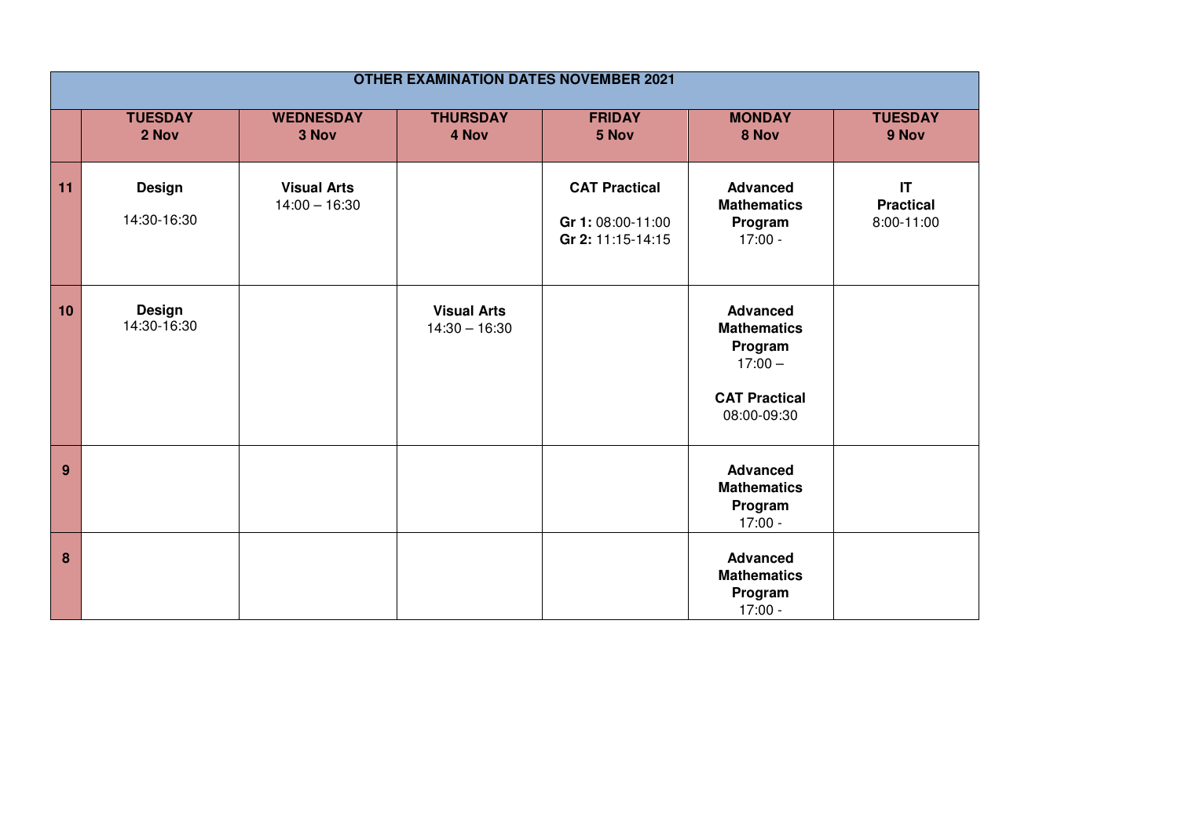| OTHER EXAMINATION DATES NOVEMBER 2021 | | | | | | |
|---|---|---|---|---|---|---|
| | **TUESDAY 2 Nov** | **WEDNESDAY 3 Nov** | **THURSDAY 4 Nov** | **FRIDAY 5 Nov** | **MONDAY 8 Nov** | **TUESDAY 9 Nov** |
| **11** | **Design** 14:30-16:30 | **Visual Arts** 14:00 – 16:30 | | **CAT Practical** **Gr 1:** 08:00-11:00 **Gr 2:** 11:15-14:15 | **Advanced Mathematics Program** 17:00 - | **IT Practical** 8:00-11:00 |
| **10** | **Design** 14:30-16:30 | | **Visual Arts** 14:30 – 16:30 | | **Advanced Mathematics Program** 17:00 – **CAT Practical** 08:00-09:30 | |
| **9** | | | | | **Advanced Mathematics Program** 17:00 - | |
| **8** | | | | | **Advanced Mathematics Program** 17:00 - | |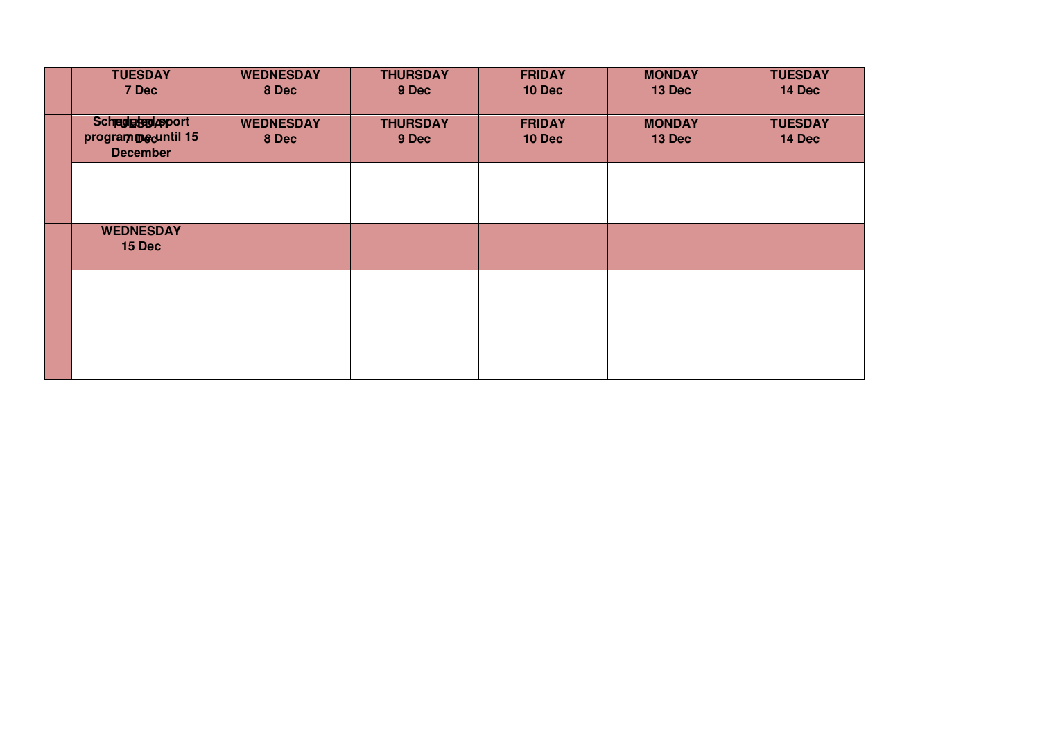| | TUESDAY 7 Dec | WEDNESDAY 8 Dec | THURSDAY 9 Dec | FRIDAY 10 Dec | MONDAY 13 Dec | TUESDAY 14 Dec |
|---|---|---|---|---|---|---|
| | Scheduled sport programme until 15 December TUESDAY 7 Dec | WEDNESDAY 8 Dec | THURSDAY 9 Dec | FRIDAY 10 Dec | MONDAY 13 Dec | TUESDAY 14 Dec |
| | | | | | | |
| | WEDNESDAY 15 Dec | | | | | |
| | | | | | | |